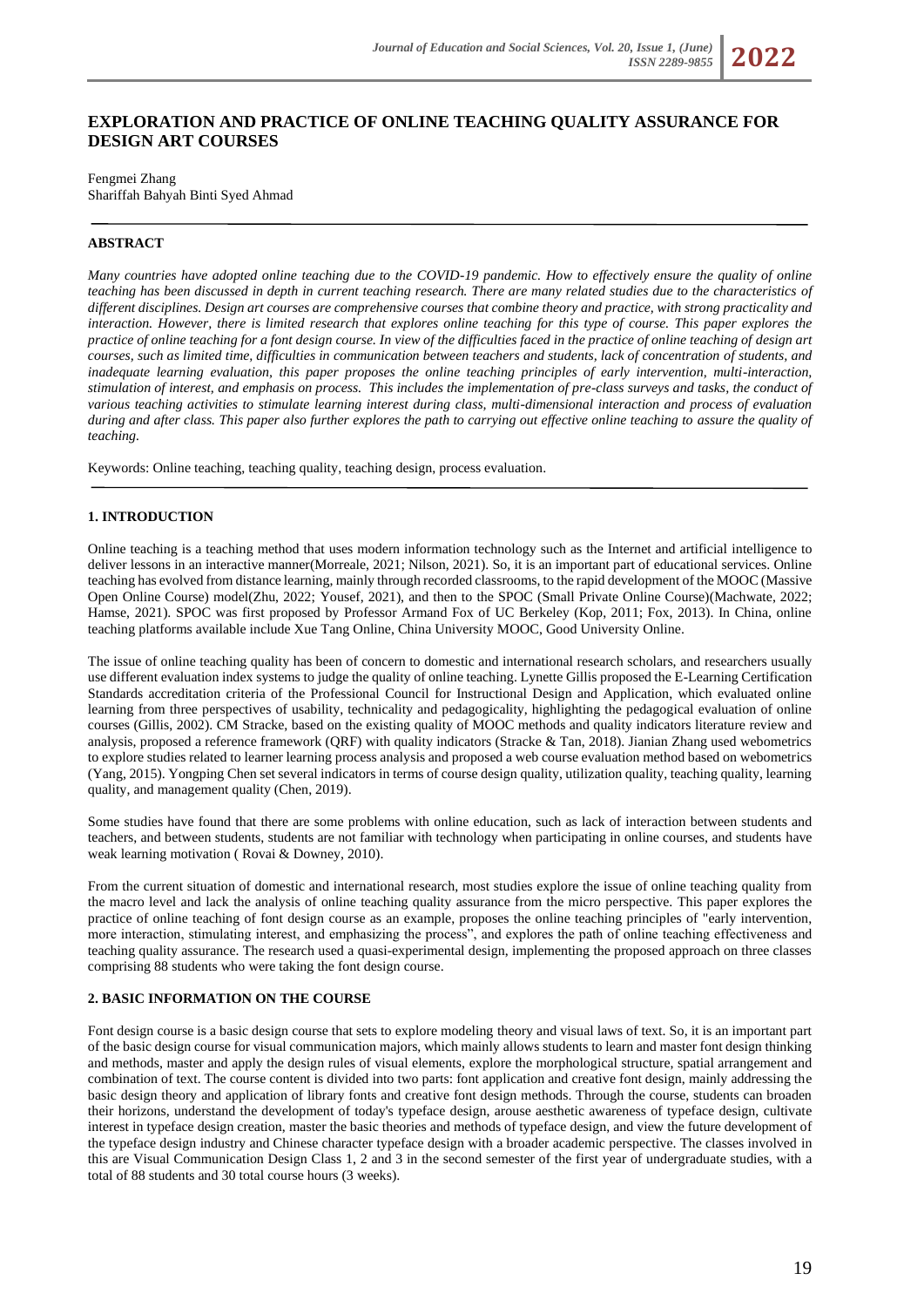# EXPLORATION AND PRACTICE OF ONLINE TEACHING QUALITY ASSURANCE FOR DESIGN ART COURSES

Fengmei Zhang
Shariffah Bahyah Binti Syed Ahmad

## ABSTRACT

*Many countries have adopted online teaching due to the COVID-19 pandemic. How to effectively ensure the quality of online teaching has been discussed in depth in current teaching research. There are many related studies due to the characteristics of different disciplines. Design art courses are comprehensive courses that combine theory and practice, with strong practicality and interaction. However, there is limited research that explores online teaching for this type of course. This paper explores the practice of online teaching for a font design course. In view of the difficulties faced in the practice of online teaching of design art courses, such as limited time, difficulties in communication between teachers and students, lack of concentration of students, and inadequate learning evaluation, this paper proposes the online teaching principles of early intervention, multi-interaction, stimulation of interest, and emphasis on process. This includes the implementation of pre-class surveys and tasks, the conduct of various teaching activities to stimulate learning interest during class, multi-dimensional interaction and process of evaluation during and after class. This paper also further explores the path to carrying out effective online teaching to assure the quality of teaching.*

Keywords: Online teaching, teaching quality, teaching design, process evaluation.

## 1. INTRODUCTION

Online teaching is a teaching method that uses modern information technology such as the Internet and artificial intelligence to deliver lessons in an interactive manner(Morreale, 2021; Nilson, 2021). So, it is an important part of educational services. Online teaching has evolved from distance learning, mainly through recorded classrooms, to the rapid development of the MOOC (Massive Open Online Course) model(Zhu, 2022; Yousef, 2021), and then to the SPOC (Small Private Online Course)(Machwate, 2022; Hamse, 2021). SPOC was first proposed by Professor Armand Fox of UC Berkeley (Kop, 2011; Fox, 2013). In China, online teaching platforms available include Xue Tang Online, China University MOOC, Good University Online.

The issue of online teaching quality has been of concern to domestic and international research scholars, and researchers usually use different evaluation index systems to judge the quality of online teaching. Lynette Gillis proposed the E-Learning Certification Standards accreditation criteria of the Professional Council for Instructional Design and Application, which evaluated online learning from three perspectives of usability, technicality and pedagogicality, highlighting the pedagogical evaluation of online courses (Gillis, 2002). CM Stracke, based on the existing quality of MOOC methods and quality indicators literature review and analysis, proposed a reference framework (QRF) with quality indicators (Stracke & Tan, 2018). Jianian Zhang used webometrics to explore studies related to learner learning process analysis and proposed a web course evaluation method based on webometrics (Yang, 2015). Yongping Chen set several indicators in terms of course design quality, utilization quality, teaching quality, learning quality, and management quality (Chen, 2019).

Some studies have found that there are some problems with online education, such as lack of interaction between students and teachers, and between students, students are not familiar with technology when participating in online courses, and students have weak learning motivation ( Rovai & Downey, 2010).

From the current situation of domestic and international research, most studies explore the issue of online teaching quality from the macro level and lack the analysis of online teaching quality assurance from the micro perspective. This paper explores the practice of online teaching of font design course as an example, proposes the online teaching principles of "early intervention, more interaction, stimulating interest, and emphasizing the process", and explores the path of online teaching effectiveness and teaching quality assurance. The research used a quasi-experimental design, implementing the proposed approach on three classes comprising 88 students who were taking the font design course.

## 2. BASIC INFORMATION ON THE COURSE

Font design course is a basic design course that sets to explore modeling theory and visual laws of text. So, it is an important part of the basic design course for visual communication majors, which mainly allows students to learn and master font design thinking and methods, master and apply the design rules of visual elements, explore the morphological structure, spatial arrangement and combination of text. The course content is divided into two parts: font application and creative font design, mainly addressing the basic design theory and application of library fonts and creative font design methods. Through the course, students can broaden their horizons, understand the development of today's typeface design, arouse aesthetic awareness of typeface design, cultivate interest in typeface design creation, master the basic theories and methods of typeface design, and view the future development of the typeface design industry and Chinese character typeface design with a broader academic perspective. The classes involved in this are Visual Communication Design Class 1, 2 and 3 in the second semester of the first year of undergraduate studies, with a total of 88 students and 30 total course hours (3 weeks).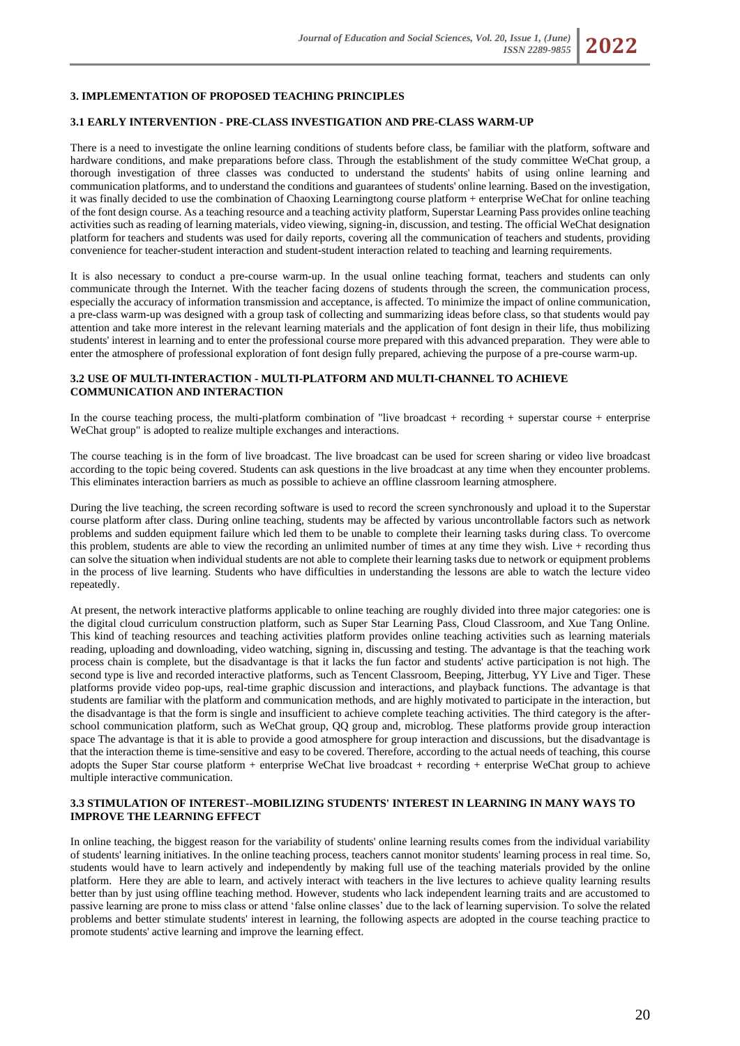## 3. IMPLEMENTATION OF PROPOSED TEACHING PRINCIPLES

### 3.1 EARLY INTERVENTION - PRE-CLASS INVESTIGATION AND PRE-CLASS WARM-UP

There is a need to investigate the online learning conditions of students before class, be familiar with the platform, software and hardware conditions, and make preparations before class. Through the establishment of the study committee WeChat group, a thorough investigation of three classes was conducted to understand the students' habits of using online learning and communication platforms, and to understand the conditions and guarantees of students' online learning. Based on the investigation, it was finally decided to use the combination of Chaoxing Learningtong course platform + enterprise WeChat for online teaching of the font design course. As a teaching resource and a teaching activity platform, Superstar Learning Pass provides online teaching activities such as reading of learning materials, video viewing, signing-in, discussion, and testing. The official WeChat designation platform for teachers and students was used for daily reports, covering all the communication of teachers and students, providing convenience for teacher-student interaction and student-student interaction related to teaching and learning requirements.

It is also necessary to conduct a pre-course warm-up. In the usual online teaching format, teachers and students can only communicate through the Internet. With the teacher facing dozens of students through the screen, the communication process, especially the accuracy of information transmission and acceptance, is affected. To minimize the impact of online communication, a pre-class warm-up was designed with a group task of collecting and summarizing ideas before class, so that students would pay attention and take more interest in the relevant learning materials and the application of font design in their life, thus mobilizing students' interest in learning and to enter the professional course more prepared with this advanced preparation. They were able to enter the atmosphere of professional exploration of font design fully prepared, achieving the purpose of a pre-course warm-up.

### 3.2 USE OF MULTI-INTERACTION - MULTI-PLATFORM AND MULTI-CHANNEL TO ACHIEVE COMMUNICATION AND INTERACTION

In the course teaching process, the multi-platform combination of "live broadcast + recording + superstar course + enterprise WeChat group" is adopted to realize multiple exchanges and interactions.

The course teaching is in the form of live broadcast. The live broadcast can be used for screen sharing or video live broadcast according to the topic being covered. Students can ask questions in the live broadcast at any time when they encounter problems. This eliminates interaction barriers as much as possible to achieve an offline classroom learning atmosphere.

During the live teaching, the screen recording software is used to record the screen synchronously and upload it to the Superstar course platform after class. During online teaching, students may be affected by various uncontrollable factors such as network problems and sudden equipment failure which led them to be unable to complete their learning tasks during class. To overcome this problem, students are able to view the recording an unlimited number of times at any time they wish. Live + recording thus can solve the situation when individual students are not able to complete their learning tasks due to network or equipment problems in the process of live learning. Students who have difficulties in understanding the lessons are able to watch the lecture video repeatedly.

At present, the network interactive platforms applicable to online teaching are roughly divided into three major categories: one is the digital cloud curriculum construction platform, such as Super Star Learning Pass, Cloud Classroom, and Xue Tang Online. This kind of teaching resources and teaching activities platform provides online teaching activities such as learning materials reading, uploading and downloading, video watching, signing in, discussing and testing. The advantage is that the teaching work process chain is complete, but the disadvantage is that it lacks the fun factor and students' active participation is not high. The second type is live and recorded interactive platforms, such as Tencent Classroom, Beeping, Jitterbug, YY Live and Tiger. These platforms provide video pop-ups, real-time graphic discussion and interactions, and playback functions. The advantage is that students are familiar with the platform and communication methods, and are highly motivated to participate in the interaction, but the disadvantage is that the form is single and insufficient to achieve complete teaching activities. The third category is the after-school communication platform, such as WeChat group, QQ group and, microblog. These platforms provide group interaction space The advantage is that it is able to provide a good atmosphere for group interaction and discussions, but the disadvantage is that the interaction theme is time-sensitive and easy to be covered. Therefore, according to the actual needs of teaching, this course adopts the Super Star course platform + enterprise WeChat live broadcast + recording + enterprise WeChat group to achieve multiple interactive communication.

### 3.3 STIMULATION OF INTEREST--MOBILIZING STUDENTS' INTEREST IN LEARNING IN MANY WAYS TO IMPROVE THE LEARNING EFFECT

In online teaching, the biggest reason for the variability of students' online learning results comes from the individual variability of students' learning initiatives. In the online teaching process, teachers cannot monitor students' learning process in real time. So, students would have to learn actively and independently by making full use of the teaching materials provided by the online platform. Here they are able to learn, and actively interact with teachers in the live lectures to achieve quality learning results better than by just using offline teaching method. However, students who lack independent learning traits and are accustomed to passive learning are prone to miss class or attend 'false online classes' due to the lack of learning supervision. To solve the related problems and better stimulate students' interest in learning, the following aspects are adopted in the course teaching practice to promote students' active learning and improve the learning effect.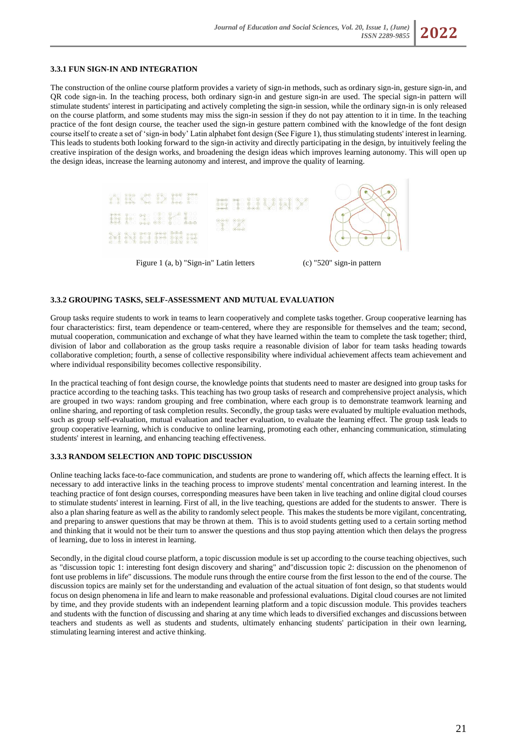### 3.3.1 FUN SIGN-IN AND INTEGRATION

The construction of the online course platform provides a variety of sign-in methods, such as ordinary sign-in, gesture sign-in, and QR code sign-in. In the teaching process, both ordinary sign-in and gesture sign-in are used. The special sign-in pattern will stimulate students' interest in participating and actively completing the sign-in session, while the ordinary sign-in is only released on the course platform, and some students may miss the sign-in session if they do not pay attention to it in time. In the teaching practice of the font design course, the teacher used the sign-in gesture pattern combined with the knowledge of the font design course itself to create a set of 'sign-in body' Latin alphabet font design (See Figure 1), thus stimulating students' interest in learning. This leads to students both looking forward to the sign-in activity and directly participating in the design, by intuitively feeling the creative inspiration of the design works, and broadening the design ideas which improves learning autonomy. This will open up the design ideas, increase the learning autonomy and interest, and improve the quality of learning.

Figure 1 (a, b) "Sign-in" Latin letters (c) "520" sign-in pattern

### 3.3.2 GROUPING TASKS, SELF-ASSESSMENT AND MUTUAL EVALUATION

Group tasks require students to work in teams to learn cooperatively and complete tasks together. Group cooperative learning has four characteristics: first, team dependence or team-centered, where they are responsible for themselves and the team; second, mutual cooperation, communication and exchange of what they have learned within the team to complete the task together; third, division of labor and collaboration as the group tasks require a reasonable division of labor for team tasks heading towards collaborative completion; fourth, a sense of collective responsibility where individual achievement affects team achievement and where individual responsibility becomes collective responsibility.

In the practical teaching of font design course, the knowledge points that students need to master are designed into group tasks for practice according to the teaching tasks. This teaching has two group tasks of research and comprehensive project analysis, which are grouped in two ways: random grouping and free combination, where each group is to demonstrate teamwork learning and online sharing, and reporting of task completion results. Secondly, the group tasks were evaluated by multiple evaluation methods, such as group self-evaluation, mutual evaluation and teacher evaluation, to evaluate the learning effect. The group task leads to group cooperative learning, which is conducive to online learning, promoting each other, enhancing communication, stimulating students' interest in learning, and enhancing teaching effectiveness.

### 3.3.3 RANDOM SELECTION AND TOPIC DISCUSSION

Online teaching lacks face-to-face communication, and students are prone to wandering off, which affects the learning effect. It is necessary to add interactive links in the teaching process to improve students' mental concentration and learning interest. In the teaching practice of font design courses, corresponding measures have been taken in live teaching and online digital cloud courses to stimulate students' interest in learning. First of all, in the live teaching, questions are added for the students to answer. There is also a plan sharing feature as well as the ability to randomly select people. This makes the students be more vigilant, concentrating, and preparing to answer questions that may be thrown at them. This is to avoid students getting used to a certain sorting method and thinking that it would not be their turn to answer the questions and thus stop paying attention which then delays the progress of learning, due to loss in interest in learning.

Secondly, in the digital cloud course platform, a topic discussion module is set up according to the course teaching objectives, such as "discussion topic 1: interesting font design discovery and sharing" and"discussion topic 2: discussion on the phenomenon of font use problems in life" discussions. The module runs through the entire course from the first lesson to the end of the course. The discussion topics are mainly set for the understanding and evaluation of the actual situation of font design, so that students would focus on design phenomena in life and learn to make reasonable and professional evaluations. Digital cloud courses are not limited by time, and they provide students with an independent learning platform and a topic discussion module. This provides teachers and students with the function of discussing and sharing at any time which leads to diversified exchanges and discussions between teachers and students as well as students and students, ultimately enhancing students' participation in their own learning, stimulating learning interest and active thinking.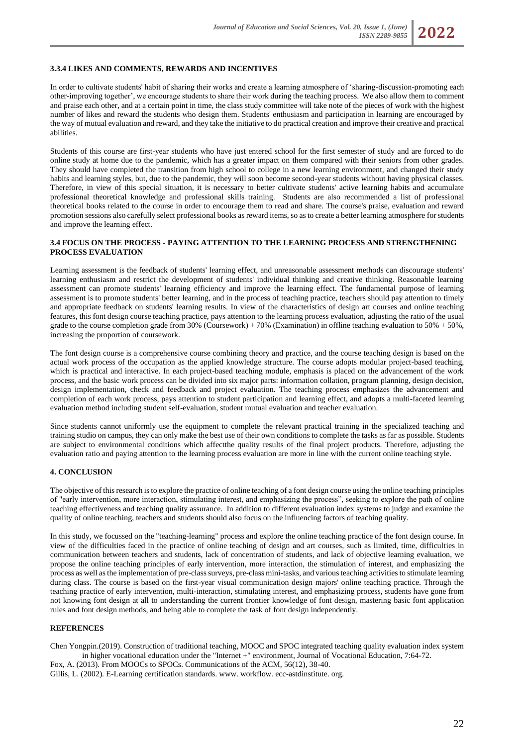### 3.3.4 LIKES AND COMMENTS, REWARDS AND INCENTIVES

In order to cultivate students' habit of sharing their works and create a learning atmosphere of 'sharing-discussion-promoting each other-improving together', we encourage students to share their work during the teaching process. We also allow them to comment and praise each other, and at a certain point in time, the class study committee will take note of the pieces of work with the highest number of likes and reward the students who design them. Students' enthusiasm and participation in learning are encouraged by the way of mutual evaluation and reward, and they take the initiative to do practical creation and improve their creative and practical abilities.

Students of this course are first-year students who have just entered school for the first semester of study and are forced to do online study at home due to the pandemic, which has a greater impact on them compared with their seniors from other grades. They should have completed the transition from high school to college in a new learning environment, and changed their study habits and learning styles, but, due to the pandemic, they will soon become second-year students without having physical classes. Therefore, in view of this special situation, it is necessary to better cultivate students' active learning habits and accumulate professional theoretical knowledge and professional skills training. Students are also recommended a list of professional theoretical books related to the course in order to encourage them to read and share. The course's praise, evaluation and reward promotion sessions also carefully select professional books as reward items, so as to create a better learning atmosphere for students and improve the learning effect.

### 3.4 FOCUS ON THE PROCESS - PAYING ATTENTION TO THE LEARNING PROCESS AND STRENGTHENING PROCESS EVALUATION

Learning assessment is the feedback of students' learning effect, and unreasonable assessment methods can discourage students' learning enthusiasm and restrict the development of students' individual thinking and creative thinking. Reasonable learning assessment can promote students' learning efficiency and improve the learning effect. The fundamental purpose of learning assessment is to promote students' better learning, and in the process of teaching practice, teachers should pay attention to timely and appropriate feedback on students' learning results. In view of the characteristics of design art courses and online teaching features, this font design course teaching practice, pays attention to the learning process evaluation, adjusting the ratio of the usual grade to the course completion grade from 30% (Coursework) + 70% (Examination) in offline teaching evaluation to 50% + 50%, increasing the proportion of coursework.

The font design course is a comprehensive course combining theory and practice, and the course teaching design is based on the actual work process of the occupation as the applied knowledge structure. The course adopts modular project-based teaching, which is practical and interactive. In each project-based teaching module, emphasis is placed on the advancement of the work process, and the basic work process can be divided into six major parts: information collation, program planning, design decision, design implementation, check and feedback and project evaluation. The teaching process emphasizes the advancement and completion of each work process, pays attention to student participation and learning effect, and adopts a multi-faceted learning evaluation method including student self-evaluation, student mutual evaluation and teacher evaluation.

Since students cannot uniformly use the equipment to complete the relevant practical training in the specialized teaching and training studio on campus, they can only make the best use of their own conditions to complete the tasks as far as possible. Students are subject to environmental conditions which affectthe quality results of the final project products. Therefore, adjusting the evaluation ratio and paying attention to the learning process evaluation are more in line with the current online teaching style.

## 4. CONCLUSION

The objective of this research is to explore the practice of online teaching of a font design course using the online teaching principles of "early intervention, more interaction, stimulating interest, and emphasizing the process", seeking to explore the path of online teaching effectiveness and teaching quality assurance. In addition to different evaluation index systems to judge and examine the quality of online teaching, teachers and students should also focus on the influencing factors of teaching quality.

In this study, we focussed on the "teaching-learning" process and explore the online teaching practice of the font design course. In view of the difficulties faced in the practice of online teaching of design and art courses, such as limited, time, difficulties in communication between teachers and students, lack of concentration of students, and lack of objective learning evaluation, we propose the online teaching principles of early intervention, more interaction, the stimulation of interest, and emphasizing the process as well as the implementation of pre-class surveys, pre-class mini-tasks, and various teaching activities to stimulate learning during class. The course is based on the first-year visual communication design majors' online teaching practice. Through the teaching practice of early intervention, multi-interaction, stimulating interest, and emphasizing process, students have gone from not knowing font design at all to understanding the current frontier knowledge of font design, mastering basic font application rules and font design methods, and being able to complete the task of font design independently.

## REFERENCES

Chen Yongpin.(2019). Construction of traditional teaching, MOOC and SPOC integrated teaching quality evaluation index system in higher vocational education under the "Internet +" environment, Journal of Vocational Education, 7:64-72.

Fox, A. (2013). From MOOCs to SPOCs. Communications of the ACM, 56(12), 38-40.

Gillis, L. (2002). E-Learning certification standards. www. workflow. ecc-astdinstitute. org.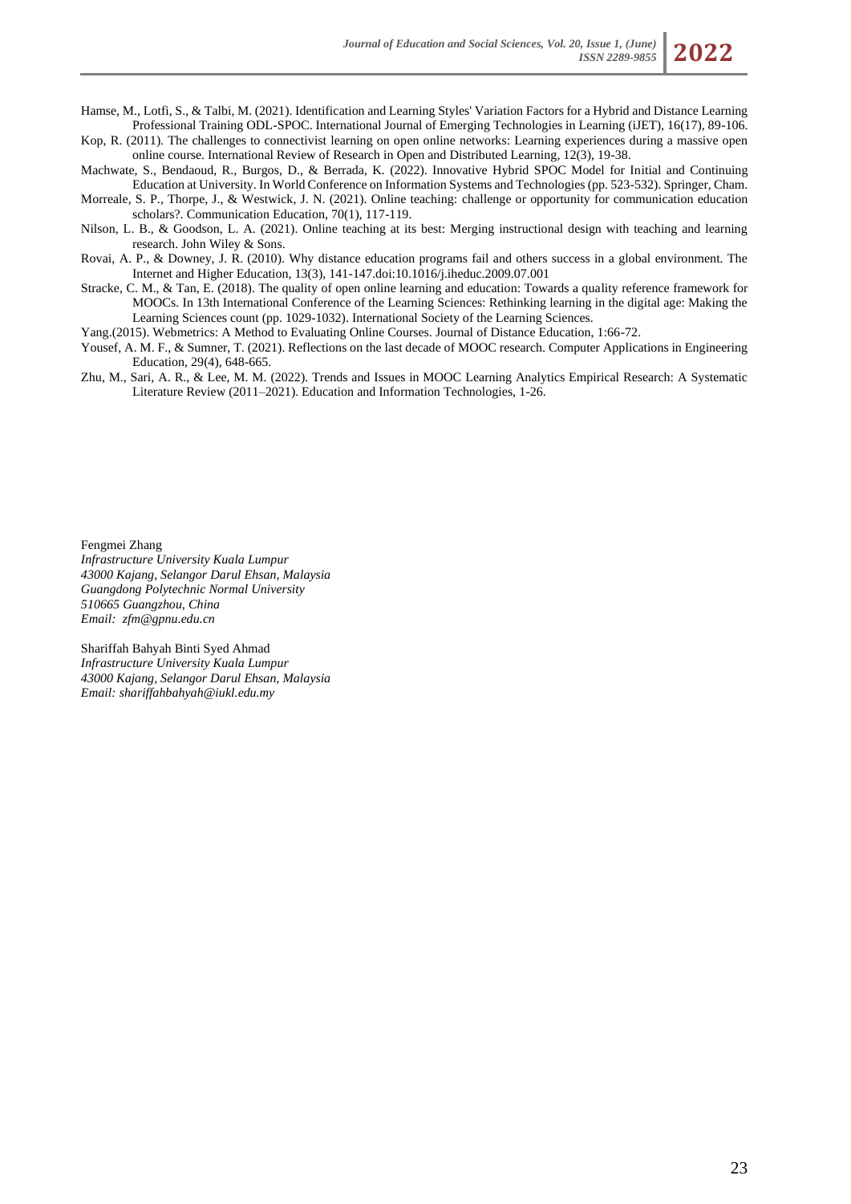Hamse, M., Lotfi, S., & Talbi, M. (2021). Identification and Learning Styles' Variation Factors for a Hybrid and Distance Learning Professional Training ODL-SPOC. International Journal of Emerging Technologies in Learning (iJET), 16(17), 89-106.

Kop, R. (2011). The challenges to connectivist learning on open online networks: Learning experiences during a massive open online course. International Review of Research in Open and Distributed Learning, 12(3), 19-38.

Machwate, S., Bendaoud, R., Burgos, D., & Berrada, K. (2022). Innovative Hybrid SPOC Model for Initial and Continuing Education at University. In World Conference on Information Systems and Technologies (pp. 523-532). Springer, Cham.

Morreale, S. P., Thorpe, J., & Westwick, J. N. (2021). Online teaching: challenge or opportunity for communication education scholars?. Communication Education, 70(1), 117-119.

Nilson, L. B., & Goodson, L. A. (2021). Online teaching at its best: Merging instructional design with teaching and learning research. John Wiley & Sons.

Rovai, A. P., & Downey, J. R. (2010). Why distance education programs fail and others success in a global environment. The Internet and Higher Education, 13(3), 141-147.doi:10.1016/j.iheduc.2009.07.001

Stracke, C. M., & Tan, E. (2018). The quality of open online learning and education: Towards a quality reference framework for MOOCs. In 13th International Conference of the Learning Sciences: Rethinking learning in the digital age: Making the Learning Sciences count (pp. 1029-1032). International Society of the Learning Sciences.

Yang.(2015). Webmetrics: A Method to Evaluating Online Courses. Journal of Distance Education, 1:66-72.

Yousef, A. M. F., & Sumner, T. (2021). Reflections on the last decade of MOOC research. Computer Applications in Engineering Education, 29(4), 648-665.

Zhu, M., Sari, A. R., & Lee, M. M. (2022). Trends and Issues in MOOC Learning Analytics Empirical Research: A Systematic Literature Review (2011–2021). Education and Information Technologies, 1-26.

Fengmei Zhang
*Infrastructure University Kuala Lumpur*
*43000 Kajang, Selangor Darul Ehsan, Malaysia*
*Guangdong Polytechnic Normal University*
*510665 Guangzhou, China*
*Email: zfm@gpnu.edu.cn*

Shariffah Bahyah Binti Syed Ahmad
*Infrastructure University Kuala Lumpur*
*43000 Kajang, Selangor Darul Ehsan, Malaysia*
*Email: shariffahbahyah@iukl.edu.my*